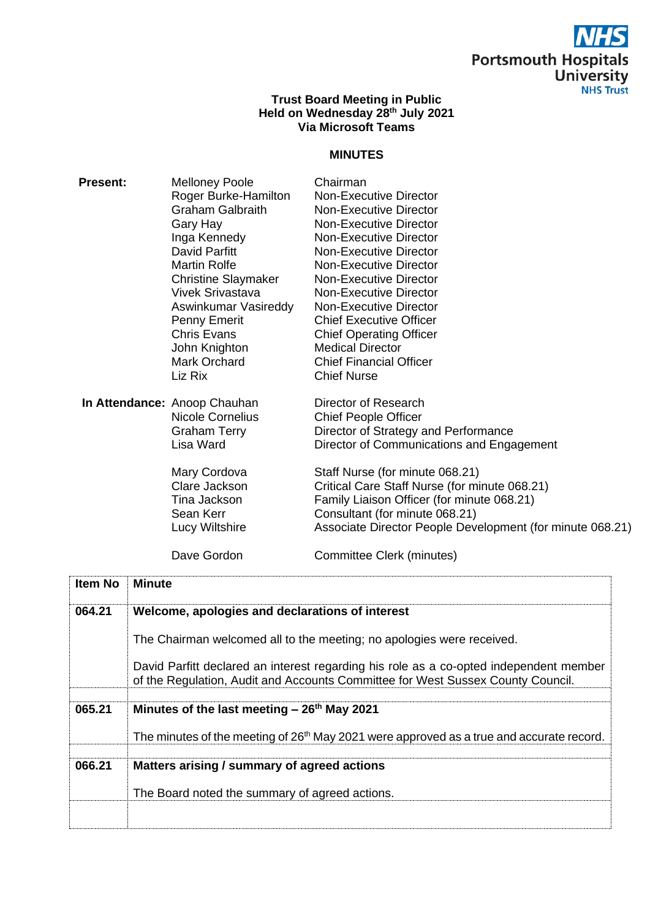NHS Portsmouth Hospitals University NHS Trust

**Trust Board Meeting in Public**
**Held on Wednesday 28th July 2021**
**Via Microsoft Teams**

## MINUTES

| **Present:** | | |
|---|---|---|
| | Melloney Poole | Chairman |
| | Roger Burke-Hamilton | Non-Executive Director |
| | Graham Galbraith | Non-Executive Director |
| | Gary Hay | Non-Executive Director |
| | Inga Kennedy | Non-Executive Director |
| | David Parfitt | Non-Executive Director |
| | Martin Rolfe | Non-Executive Director |
| | Christine Slaymaker | Non-Executive Director |
| | Vivek Srivastava | Non-Executive Director |
| | Aswinkumar Vasireddy | Non-Executive Director |
| | Penny Emerit | Chief Executive Officer |
| | Chris Evans | Chief Operating Officer |
| | John Knighton | Medical Director |
| | Mark Orchard | Chief Financial Officer |
| | Liz Rix | Chief Nurse |
| **In Attendance:** | Anoop Chauhan | Director of Research |
| | Nicole Cornelius | Chief People Officer |
| | Graham Terry | Director of Strategy and Performance |
| | Lisa Ward | Director of Communications and Engagement |
| | Mary Cordova | Staff Nurse (for minute 068.21) |
| | Clare Jackson | Critical Care Staff Nurse (for minute 068.21) |
| | Tina Jackson | Family Liaison Officer (for minute 068.21) |
| | Sean Kerr | Consultant (for minute 068.21) |
| | Lucy Wiltshire | Associate Director People Development (for minute 068.21) |
| | Dave Gordon | Committee Clerk (minutes) |

| Item No | Minute |
|---|---|
| **064.21** | **Welcome, apologies and declarations of interest**<br><br>The Chairman welcomed all to the meeting; no apologies were received.<br><br>David Parfitt declared an interest regarding his role as a co-opted independent member of the Regulation, Audit and Accounts Committee for West Sussex County Council. |
| **065.21** | **Minutes of the last meeting – 26th May 2021**<br><br>The minutes of the meeting of 26th May 2021 were approved as a true and accurate record. |
| **066.21** | **Matters arising / summary of agreed actions**<br><br>The Board noted the summary of agreed actions. |
| | |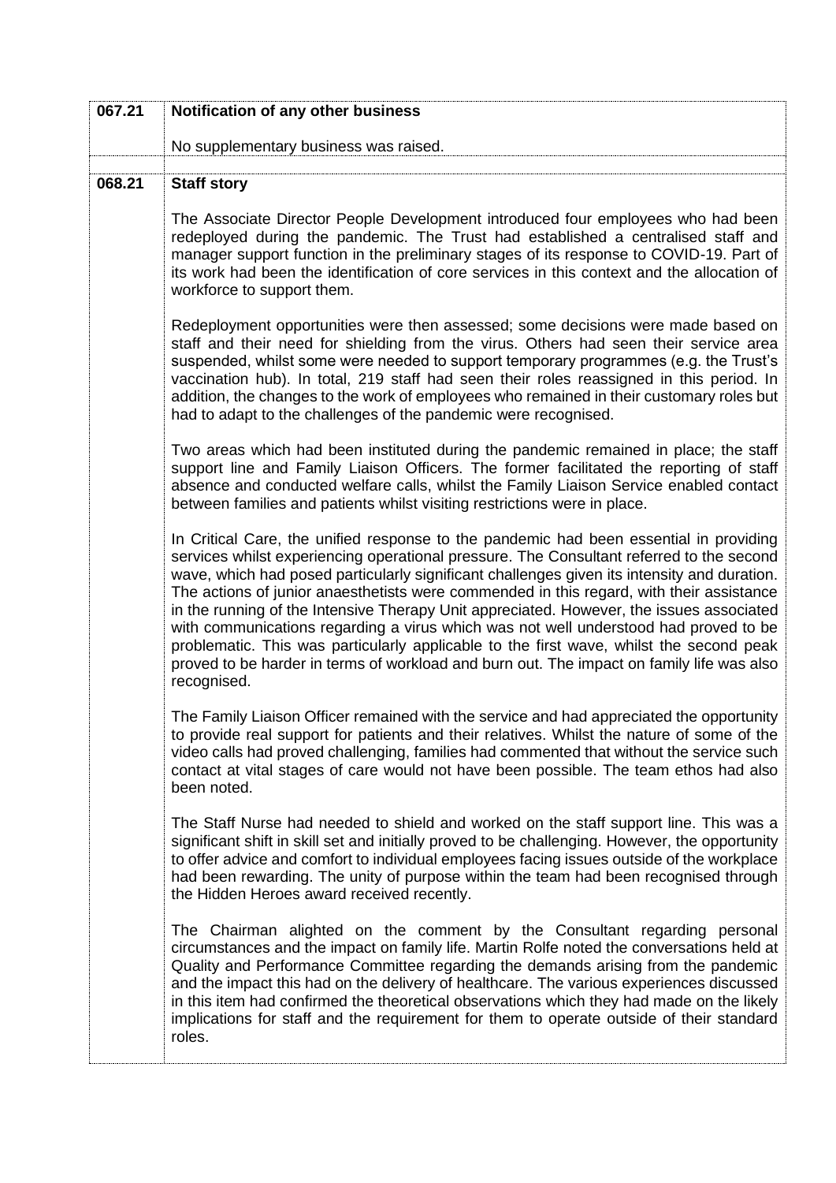| | |
|---|---|
| **067.21** | **Notification of any other business**<br><br>No supplementary business was raised. |
| **068.21** | **Staff story**<br><br>The Associate Director People Development introduced four employees who had been redeployed during the pandemic. The Trust had established a centralised staff and manager support function in the preliminary stages of its response to COVID-19. Part of its work had been the identification of core services in this context and the allocation of workforce to support them.<br><br>Redeployment opportunities were then assessed; some decisions were made based on staff and their need for shielding from the virus. Others had seen their service area suspended, whilst some were needed to support temporary programmes (e.g. the Trust's vaccination hub). In total, 219 staff had seen their roles reassigned in this period. In addition, the changes to the work of employees who remained in their customary roles but had to adapt to the challenges of the pandemic were recognised.<br><br>Two areas which had been instituted during the pandemic remained in place; the staff support line and Family Liaison Officers. The former facilitated the reporting of staff absence and conducted welfare calls, whilst the Family Liaison Service enabled contact between families and patients whilst visiting restrictions were in place.<br><br>In Critical Care, the unified response to the pandemic had been essential in providing services whilst experiencing operational pressure. The Consultant referred to the second wave, which had posed particularly significant challenges given its intensity and duration. The actions of junior anaesthetists were commended in this regard, with their assistance in the running of the Intensive Therapy Unit appreciated. However, the issues associated with communications regarding a virus which was not well understood had proved to be problematic. This was particularly applicable to the first wave, whilst the second peak proved to be harder in terms of workload and burn out. The impact on family life was also recognised.<br><br>The Family Liaison Officer remained with the service and had appreciated the opportunity to provide real support for patients and their relatives. Whilst the nature of some of the video calls had proved challenging, families had commented that without the service such contact at vital stages of care would not have been possible. The team ethos had also been noted.<br><br>The Staff Nurse had needed to shield and worked on the staff support line. This was a significant shift in skill set and initially proved to be challenging. However, the opportunity to offer advice and comfort to individual employees facing issues outside of the workplace had been rewarding. The unity of purpose within the team had been recognised through the Hidden Heroes award received recently.<br><br>The Chairman alighted on the comment by the Consultant regarding personal circumstances and the impact on family life. Martin Rolfe noted the conversations held at Quality and Performance Committee regarding the demands arising from the pandemic and the impact this had on the delivery of healthcare. The various experiences discussed in this item had confirmed the theoretical observations which they had made on the likely implications for staff and the requirement for them to operate outside of their standard roles. |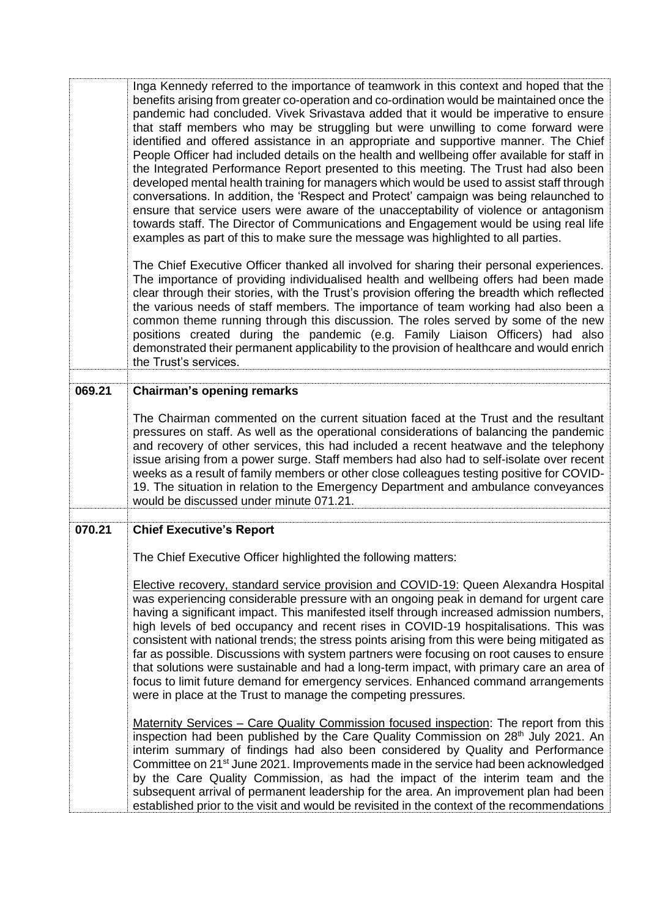| | |
|---|---|
| | Inga Kennedy referred to the importance of teamwork in this context and hoped that the benefits arising from greater co-operation and co-ordination would be maintained once the pandemic had concluded. Vivek Srivastava added that it would be imperative to ensure that staff members who may be struggling but were unwilling to come forward were identified and offered assistance in an appropriate and supportive manner. The Chief People Officer had included details on the health and wellbeing offer available for staff in the Integrated Performance Report presented to this meeting. The Trust had also been developed mental health training for managers which would be used to assist staff through conversations. In addition, the 'Respect and Protect' campaign was being relaunched to ensure that service users were aware of the unacceptability of violence or antagonism towards staff. The Director of Communications and Engagement would be using real life examples as part of this to make sure the message was highlighted to all parties.<br><br>The Chief Executive Officer thanked all involved for sharing their personal experiences. The importance of providing individualised health and wellbeing offers had been made clear through their stories, with the Trust's provision offering the breadth which reflected the various needs of staff members. The importance of team working had also been a common theme running through this discussion. The roles served by some of the new positions created during the pandemic (e.g. Family Liaison Officers) had also demonstrated their permanent applicability to the provision of healthcare and would enrich the Trust's services. |
| | |
| **069.21** | **Chairman's opening remarks**<br><br>The Chairman commented on the current situation faced at the Trust and the resultant pressures on staff. As well as the operational considerations of balancing the pandemic and recovery of other services, this had included a recent heatwave and the telephony issue arising from a power surge. Staff members had also had to self-isolate over recent weeks as a result of family members or other close colleagues testing positive for COVID-19. The situation in relation to the Emergency Department and ambulance conveyances would be discussed under minute 071.21. |
| | |
| **070.21** | **Chief Executive's Report**<br><br>The Chief Executive Officer highlighted the following matters:<br><br>Elective recovery, standard service provision and COVID-19: Queen Alexandra Hospital was experiencing considerable pressure with an ongoing peak in demand for urgent care having a significant impact. This manifested itself through increased admission numbers, high levels of bed occupancy and recent rises in COVID-19 hospitalisations. This was consistent with national trends; the stress points arising from this were being mitigated as far as possible. Discussions with system partners were focusing on root causes to ensure that solutions were sustainable and had a long-term impact, with primary care an area of focus to limit future demand for emergency services. Enhanced command arrangements were in place at the Trust to manage the competing pressures.<br><br>Maternity Services – Care Quality Commission focused inspection: The report from this inspection had been published by the Care Quality Commission on 28th July 2021. An interim summary of findings had also been considered by Quality and Performance Committee on 21st June 2021. Improvements made in the service had been acknowledged by the Care Quality Commission, as had the impact of the interim team and the subsequent arrival of permanent leadership for the area. An improvement plan had been established prior to the visit and would be revisited in the context of the recommendations |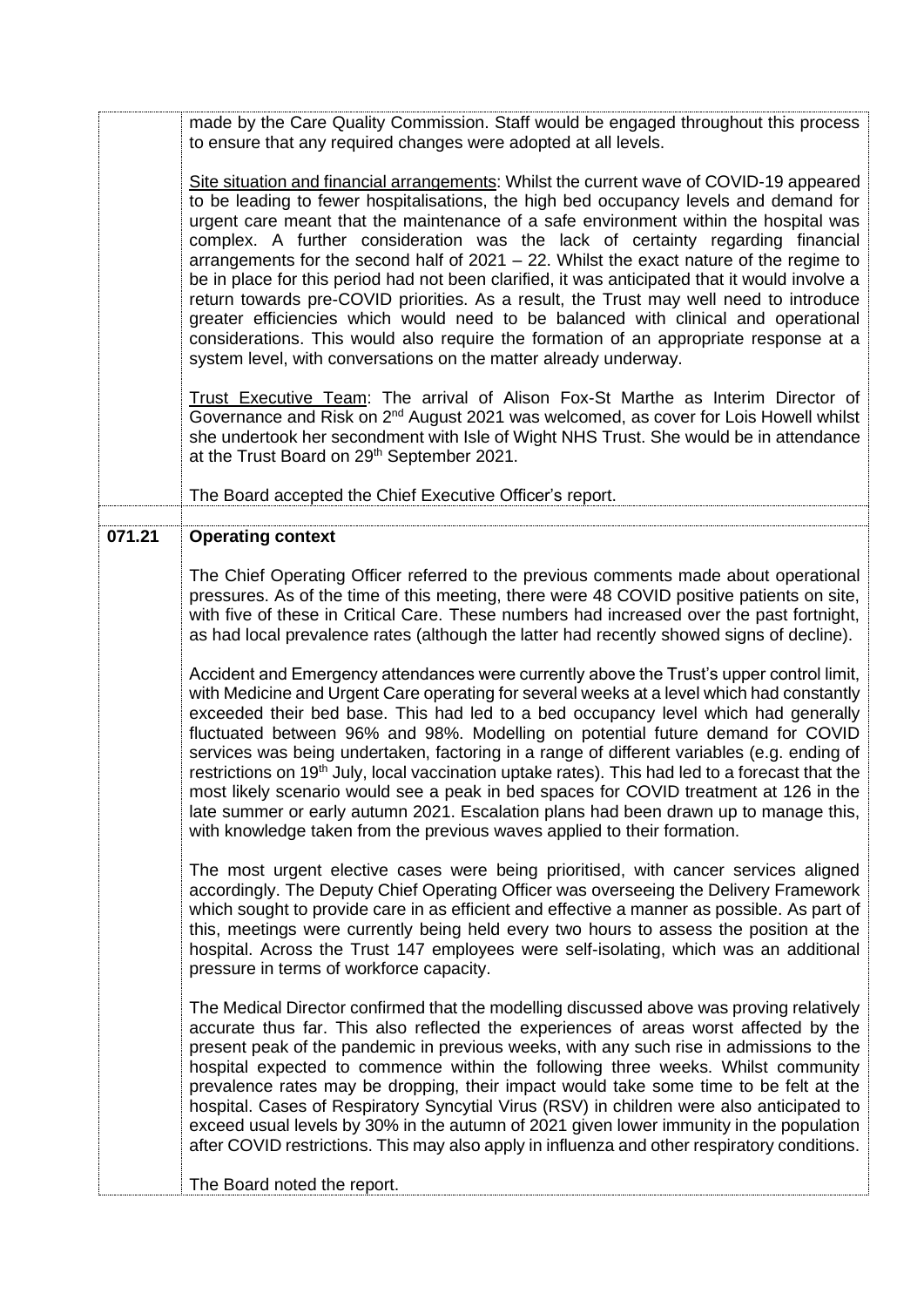|  |  |
|---|---|
|  | made by the Care Quality Commission. Staff would be engaged throughout this process to ensure that any required changes were adopted at all levels.<br><br>Site situation and financial arrangements: Whilst the current wave of COVID-19 appeared to be leading to fewer hospitalisations, the high bed occupancy levels and demand for urgent care meant that the maintenance of a safe environment within the hospital was complex. A further consideration was the lack of certainty regarding financial arrangements for the second half of 2021 – 22. Whilst the exact nature of the regime to be in place for this period had not been clarified, it was anticipated that it would involve a return towards pre-COVID priorities. As a result, the Trust may well need to introduce greater efficiencies which would need to be balanced with clinical and operational considerations. This would also require the formation of an appropriate response at a system level, with conversations on the matter already underway.<br><br>Trust Executive Team: The arrival of Alison Fox-St Marthe as Interim Director of Governance and Risk on 2nd August 2021 was welcomed, as cover for Lois Howell whilst she undertook her secondment with Isle of Wight NHS Trust. She would be in attendance at the Trust Board on 29th September 2021.<br><br>The Board accepted the Chief Executive Officer's report. |
| **071.21** | **Operating context**<br><br>The Chief Operating Officer referred to the previous comments made about operational pressures. As of the time of this meeting, there were 48 COVID positive patients on site, with five of these in Critical Care. These numbers had increased over the past fortnight, as had local prevalence rates (although the latter had recently showed signs of decline).<br><br>Accident and Emergency attendances were currently above the Trust's upper control limit, with Medicine and Urgent Care operating for several weeks at a level which had constantly exceeded their bed base. This had led to a bed occupancy level which had generally fluctuated between 96% and 98%. Modelling on potential future demand for COVID services was being undertaken, factoring in a range of different variables (e.g. ending of restrictions on 19th July, local vaccination uptake rates). This had led to a forecast that the most likely scenario would see a peak in bed spaces for COVID treatment at 126 in the late summer or early autumn 2021. Escalation plans had been drawn up to manage this, with knowledge taken from the previous waves applied to their formation.<br><br>The most urgent elective cases were being prioritised, with cancer services aligned accordingly. The Deputy Chief Operating Officer was overseeing the Delivery Framework which sought to provide care in as efficient and effective a manner as possible. As part of this, meetings were currently being held every two hours to assess the position at the hospital. Across the Trust 147 employees were self-isolating, which was an additional pressure in terms of workforce capacity.<br><br>The Medical Director confirmed that the modelling discussed above was proving relatively accurate thus far. This also reflected the experiences of areas worst affected by the present peak of the pandemic in previous weeks, with any such rise in admissions to the hospital expected to commence within the following three weeks. Whilst community prevalence rates may be dropping, their impact would take some time to be felt at the hospital. Cases of Respiratory Syncytial Virus (RSV) in children were also anticipated to exceed usual levels by 30% in the autumn of 2021 given lower immunity in the population after COVID restrictions. This may also apply in influenza and other respiratory conditions.<br><br>The Board noted the report. |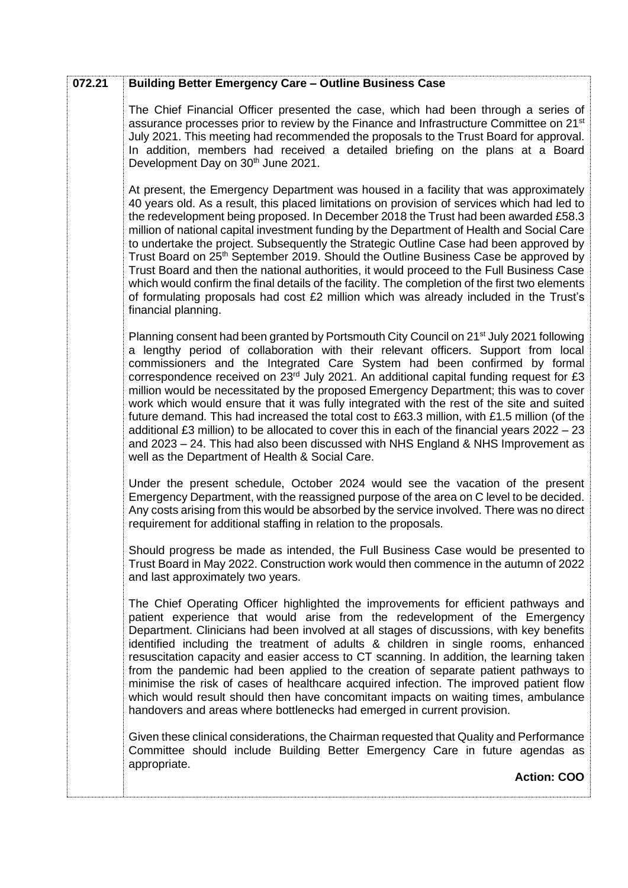| | |
|---|---|
| **072.21** | **Building Better Emergency Care – Outline Business Case**<br><br>The Chief Financial Officer presented the case, which had been through a series of assurance processes prior to review by the Finance and Infrastructure Committee on 21st July 2021. This meeting had recommended the proposals to the Trust Board for approval. In addition, members had received a detailed briefing on the plans at a Board Development Day on 30th June 2021.<br><br>At present, the Emergency Department was housed in a facility that was approximately 40 years old. As a result, this placed limitations on provision of services which had led to the redevelopment being proposed. In December 2018 the Trust had been awarded £58.3 million of national capital investment funding by the Department of Health and Social Care to undertake the project. Subsequently the Strategic Outline Case had been approved by Trust Board on 25th September 2019. Should the Outline Business Case be approved by Trust Board and then the national authorities, it would proceed to the Full Business Case which would confirm the final details of the facility. The completion of the first two elements of formulating proposals had cost £2 million which was already included in the Trust's financial planning.<br><br>Planning consent had been granted by Portsmouth City Council on 21st July 2021 following a lengthy period of collaboration with their relevant officers. Support from local commissioners and the Integrated Care System had been confirmed by formal correspondence received on 23rd July 2021. An additional capital funding request for £3 million would be necessitated by the proposed Emergency Department; this was to cover work which would ensure that it was fully integrated with the rest of the site and suited future demand. This had increased the total cost to £63.3 million, with £1.5 million (of the additional £3 million) to be allocated to cover this in each of the financial years 2022 – 23 and 2023 – 24. This had also been discussed with NHS England & NHS Improvement as well as the Department of Health & Social Care.<br><br>Under the present schedule, October 2024 would see the vacation of the present Emergency Department, with the reassigned purpose of the area on C level to be decided. Any costs arising from this would be absorbed by the service involved. There was no direct requirement for additional staffing in relation to the proposals.<br><br>Should progress be made as intended, the Full Business Case would be presented to Trust Board in May 2022. Construction work would then commence in the autumn of 2022 and last approximately two years.<br><br>The Chief Operating Officer highlighted the improvements for efficient pathways and patient experience that would arise from the redevelopment of the Emergency Department. Clinicians had been involved at all stages of discussions, with key benefits identified including the treatment of adults & children in single rooms, enhanced resuscitation capacity and easier access to CT scanning. In addition, the learning taken from the pandemic had been applied to the creation of separate patient pathways to minimise the risk of cases of healthcare acquired infection. The improved patient flow which would result should then have concomitant impacts on waiting times, ambulance handovers and areas where bottlenecks had emerged in current provision.<br><br>Given these clinical considerations, the Chairman requested that Quality and Performance Committee should include Building Better Emergency Care in future agendas as appropriate.<br><br>**Action: COO** |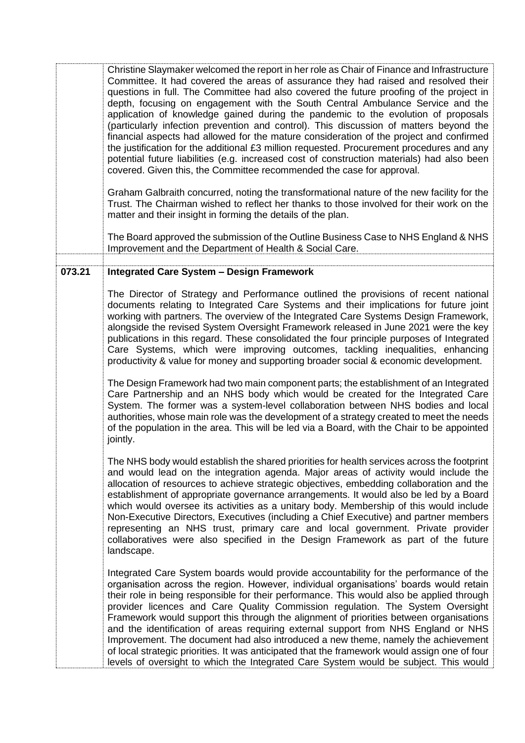| | |
|---|---|
| | Christine Slaymaker welcomed the report in her role as Chair of Finance and Infrastructure Committee. It had covered the areas of assurance they had raised and resolved their questions in full. The Committee had also covered the future proofing of the project in depth, focusing on engagement with the South Central Ambulance Service and the application of knowledge gained during the pandemic to the evolution of proposals (particularly infection prevention and control). This discussion of matters beyond the financial aspects had allowed for the mature consideration of the project and confirmed the justification for the additional £3 million requested. Procurement procedures and any potential future liabilities (e.g. increased cost of construction materials) had also been covered. Given this, the Committee recommended the case for approval.<br><br>Graham Galbraith concurred, noting the transformational nature of the new facility for the Trust. The Chairman wished to reflect her thanks to those involved for their work on the matter and their insight in forming the details of the plan.<br><br>The Board approved the submission of the Outline Business Case to NHS England & NHS Improvement and the Department of Health & Social Care. |
| | |
| **073.21** | **Integrated Care System – Design Framework**<br><br>The Director of Strategy and Performance outlined the provisions of recent national documents relating to Integrated Care Systems and their implications for future joint working with partners. The overview of the Integrated Care Systems Design Framework, alongside the revised System Oversight Framework released in June 2021 were the key publications in this regard. These consolidated the four principle purposes of Integrated Care Systems, which were improving outcomes, tackling inequalities, enhancing productivity & value for money and supporting broader social & economic development.<br><br>The Design Framework had two main component parts; the establishment of an Integrated Care Partnership and an NHS body which would be created for the Integrated Care System. The former was a system-level collaboration between NHS bodies and local authorities, whose main role was the development of a strategy created to meet the needs of the population in the area. This will be led via a Board, with the Chair to be appointed jointly.<br><br>The NHS body would establish the shared priorities for health services across the footprint and would lead on the integration agenda. Major areas of activity would include the allocation of resources to achieve strategic objectives, embedding collaboration and the establishment of appropriate governance arrangements. It would also be led by a Board which would oversee its activities as a unitary body. Membership of this would include Non-Executive Directors, Executives (including a Chief Executive) and partner members representing an NHS trust, primary care and local government. Private provider collaboratives were also specified in the Design Framework as part of the future landscape.<br><br>Integrated Care System boards would provide accountability for the performance of the organisation across the region. However, individual organisations' boards would retain their role in being responsible for their performance. This would also be applied through provider licences and Care Quality Commission regulation. The System Oversight Framework would support this through the alignment of priorities between organisations and the identification of areas requiring external support from NHS England or NHS Improvement. The document had also introduced a new theme, namely the achievement of local strategic priorities. It was anticipated that the framework would assign one of four levels of oversight to which the Integrated Care System would be subject. This would |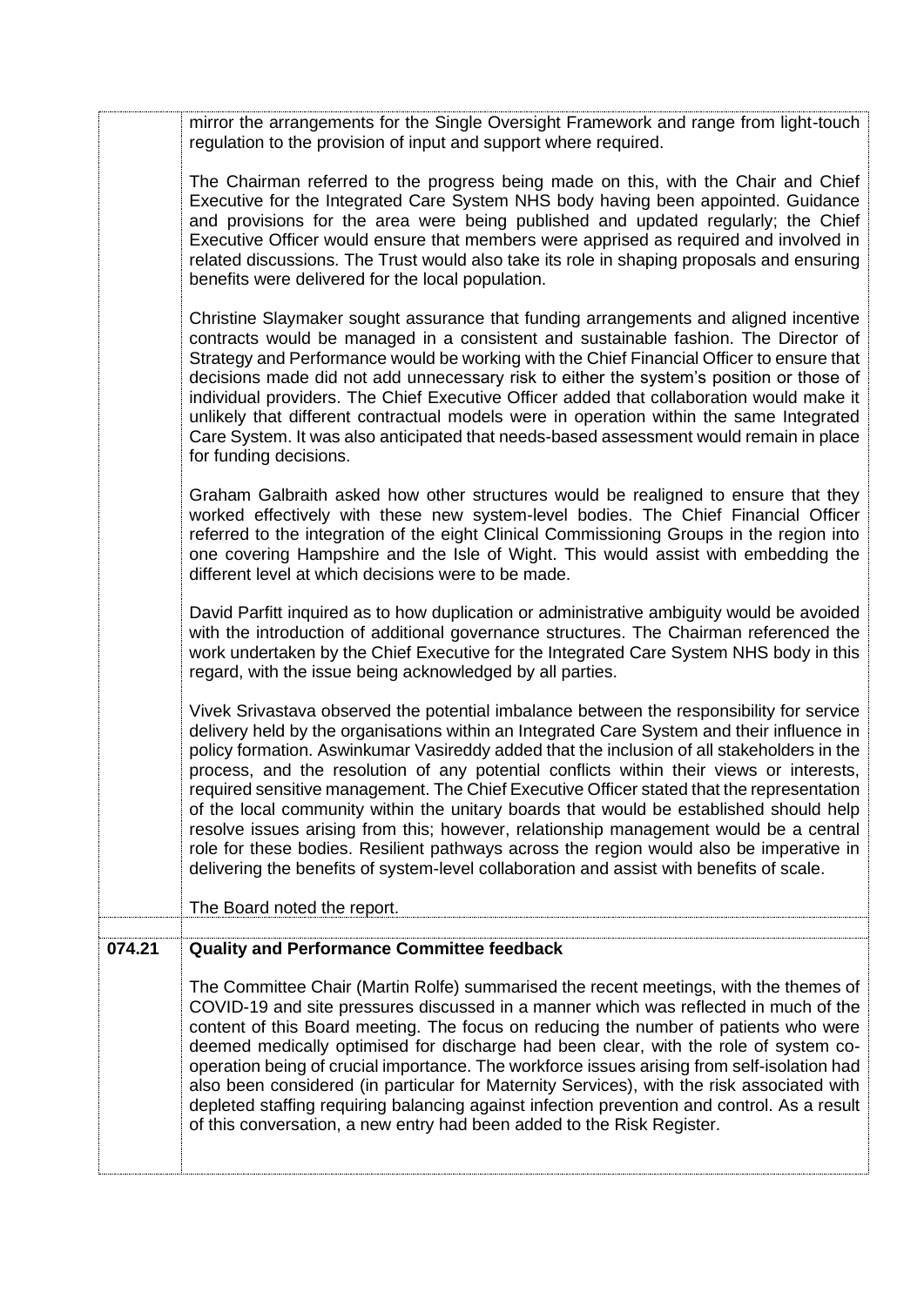| | |
|---|---|
| | mirror the arrangements for the Single Oversight Framework and range from light-touch regulation to the provision of input and support where required.<br><br>The Chairman referred to the progress being made on this, with the Chair and Chief Executive for the Integrated Care System NHS body having been appointed. Guidance and provisions for the area were being published and updated regularly; the Chief Executive Officer would ensure that members were apprised as required and involved in related discussions. The Trust would also take its role in shaping proposals and ensuring benefits were delivered for the local population.<br><br>Christine Slaymaker sought assurance that funding arrangements and aligned incentive contracts would be managed in a consistent and sustainable fashion. The Director of Strategy and Performance would be working with the Chief Financial Officer to ensure that decisions made did not add unnecessary risk to either the system's position or those of individual providers. The Chief Executive Officer added that collaboration would make it unlikely that different contractual models were in operation within the same Integrated Care System. It was also anticipated that needs-based assessment would remain in place for funding decisions.<br><br>Graham Galbraith asked how other structures would be realigned to ensure that they worked effectively with these new system-level bodies. The Chief Financial Officer referred to the integration of the eight Clinical Commissioning Groups in the region into one covering Hampshire and the Isle of Wight. This would assist with embedding the different level at which decisions were to be made.<br><br>David Parfitt inquired as to how duplication or administrative ambiguity would be avoided with the introduction of additional governance structures. The Chairman referenced the work undertaken by the Chief Executive for the Integrated Care System NHS body in this regard, with the issue being acknowledged by all parties.<br><br>Vivek Srivastava observed the potential imbalance between the responsibility for service delivery held by the organisations within an Integrated Care System and their influence in policy formation. Aswinkumar Vasireddy added that the inclusion of all stakeholders in the process, and the resolution of any potential conflicts within their views or interests, required sensitive management. The Chief Executive Officer stated that the representation of the local community within the unitary boards that would be established should help resolve issues arising from this; however, relationship management would be a central role for these bodies. Resilient pathways across the region would also be imperative in delivering the benefits of system-level collaboration and assist with benefits of scale.<br><br>The Board noted the report. |
| | |
| **074.21** | **Quality and Performance Committee feedback**<br><br>The Committee Chair (Martin Rolfe) summarised the recent meetings, with the themes of COVID-19 and site pressures discussed in a manner which was reflected in much of the content of this Board meeting. The focus on reducing the number of patients who were deemed medically optimised for discharge had been clear, with the role of system co-operation being of crucial importance. The workforce issues arising from self-isolation had also been considered (in particular for Maternity Services), with the risk associated with depleted staffing requiring balancing against infection prevention and control. As a result of this conversation, a new entry had been added to the Risk Register. |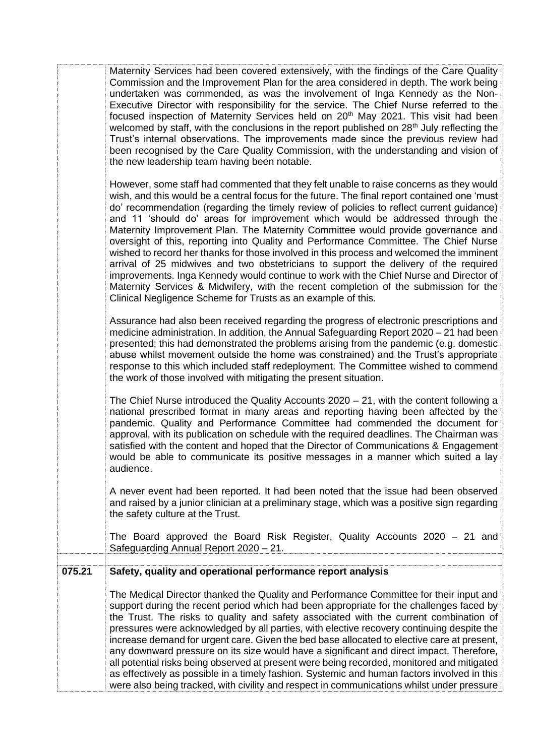|  |  |
|---|---|
|  | Maternity Services had been covered extensively, with the findings of the Care Quality Commission and the Improvement Plan for the area considered in depth. The work being undertaken was commended, as was the involvement of Inga Kennedy as the Non-Executive Director with responsibility for the service. The Chief Nurse referred to the focused inspection of Maternity Services held on 20th May 2021. This visit had been welcomed by staff, with the conclusions in the report published on 28th July reflecting the Trust's internal observations. The improvements made since the previous review had been recognised by the Care Quality Commission, with the understanding and vision of the new leadership team having been notable.<br><br>However, some staff had commented that they felt unable to raise concerns as they would wish, and this would be a central focus for the future. The final report contained one 'must do' recommendation (regarding the timely review of policies to reflect current guidance) and 11 'should do' areas for improvement which would be addressed through the Maternity Improvement Plan. The Maternity Committee would provide governance and oversight of this, reporting into Quality and Performance Committee. The Chief Nurse wished to record her thanks for those involved in this process and welcomed the imminent arrival of 25 midwives and two obstetricians to support the delivery of the required improvements. Inga Kennedy would continue to work with the Chief Nurse and Director of Maternity Services & Midwifery, with the recent completion of the submission for the Clinical Negligence Scheme for Trusts as an example of this.<br><br>Assurance had also been received regarding the progress of electronic prescriptions and medicine administration. In addition, the Annual Safeguarding Report 2020 – 21 had been presented; this had demonstrated the problems arising from the pandemic (e.g. domestic abuse whilst movement outside the home was constrained) and the Trust's appropriate response to this which included staff redeployment. The Committee wished to commend the work of those involved with mitigating the present situation.<br><br>The Chief Nurse introduced the Quality Accounts 2020 – 21, with the content following a national prescribed format in many areas and reporting having been affected by the pandemic. Quality and Performance Committee had commended the document for approval, with its publication on schedule with the required deadlines. The Chairman was satisfied with the content and hoped that the Director of Communications & Engagement would be able to communicate its positive messages in a manner which suited a lay audience.<br><br>A never event had been reported. It had been noted that the issue had been observed and raised by a junior clinician at a preliminary stage, which was a positive sign regarding the safety culture at the Trust.<br><br>The Board approved the Board Risk Register, Quality Accounts 2020 – 21 and Safeguarding Annual Report 2020 – 21. |
| **075.21** | **Safety, quality and operational performance report analysis**<br><br>The Medical Director thanked the Quality and Performance Committee for their input and support during the recent period which had been appropriate for the challenges faced by the Trust. The risks to quality and safety associated with the current combination of pressures were acknowledged by all parties, with elective recovery continuing despite the increase demand for urgent care. Given the bed base allocated to elective care at present, any downward pressure on its size would have a significant and direct impact. Therefore, all potential risks being observed at present were being recorded, monitored and mitigated as effectively as possible in a timely fashion. Systemic and human factors involved in this were also being tracked, with civility and respect in communications whilst under pressure |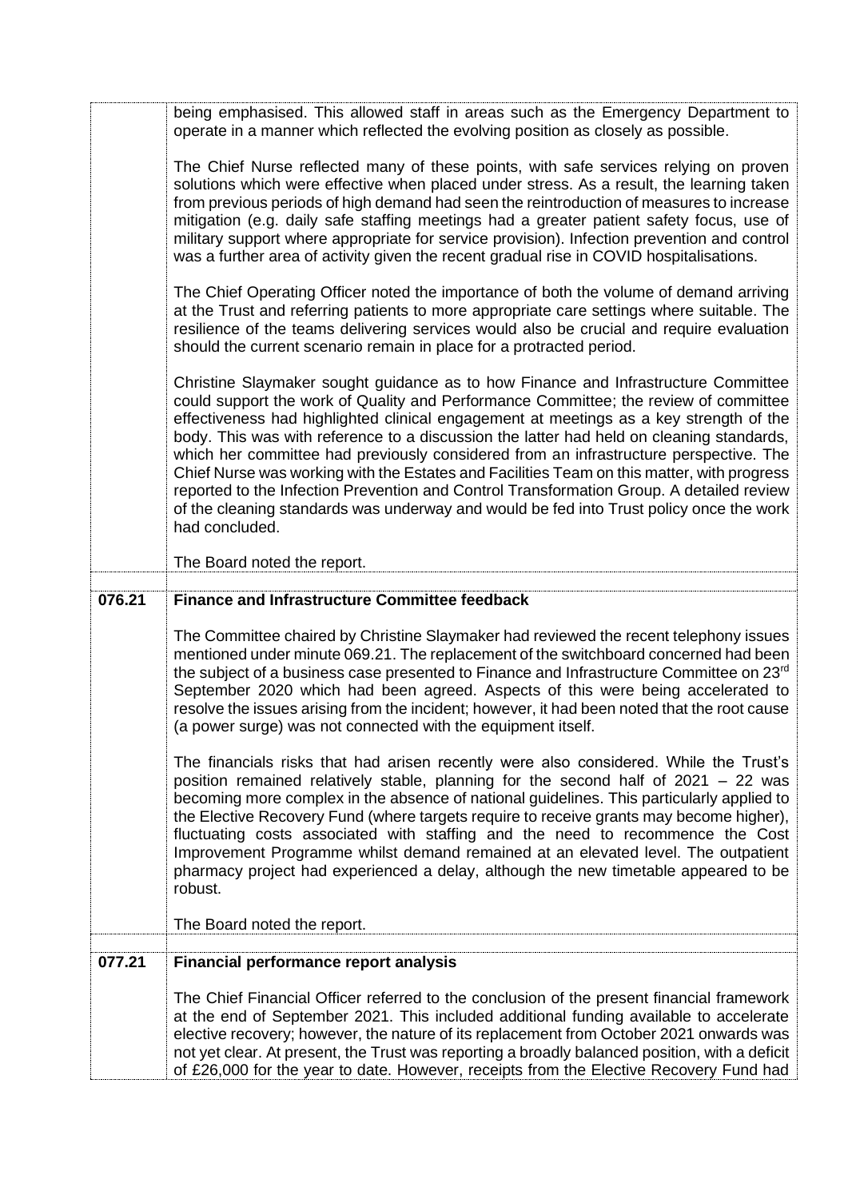| | |
|---|---|
| | being emphasised. This allowed staff in areas such as the Emergency Department to operate in a manner which reflected the evolving position as closely as possible.<br><br>The Chief Nurse reflected many of these points, with safe services relying on proven solutions which were effective when placed under stress. As a result, the learning taken from previous periods of high demand had seen the reintroduction of measures to increase mitigation (e.g. daily safe staffing meetings had a greater patient safety focus, use of military support where appropriate for service provision). Infection prevention and control was a further area of activity given the recent gradual rise in COVID hospitalisations.<br><br>The Chief Operating Officer noted the importance of both the volume of demand arriving at the Trust and referring patients to more appropriate care settings where suitable. The resilience of the teams delivering services would also be crucial and require evaluation should the current scenario remain in place for a protracted period.<br><br>Christine Slaymaker sought guidance as to how Finance and Infrastructure Committee could support the work of Quality and Performance Committee; the review of committee effectiveness had highlighted clinical engagement at meetings as a key strength of the body. This was with reference to a discussion the latter had held on cleaning standards, which her committee had previously considered from an infrastructure perspective. The Chief Nurse was working with the Estates and Facilities Team on this matter, with progress reported to the Infection Prevention and Control Transformation Group. A detailed review of the cleaning standards was underway and would be fed into Trust policy once the work had concluded.<br><br>The Board noted the report. |
| | |
| **076.21** | **Finance and Infrastructure Committee feedback** |
| | The Committee chaired by Christine Slaymaker had reviewed the recent telephony issues mentioned under minute 069.21. The replacement of the switchboard concerned had been the subject of a business case presented to Finance and Infrastructure Committee on 23rd September 2020 which had been agreed. Aspects of this were being accelerated to resolve the issues arising from the incident; however, it had been noted that the root cause (a power surge) was not connected with the equipment itself.<br><br>The financials risks that had arisen recently were also considered. While the Trust's position remained relatively stable, planning for the second half of 2021 – 22 was becoming more complex in the absence of national guidelines. This particularly applied to the Elective Recovery Fund (where targets require to receive grants may become higher), fluctuating costs associated with staffing and the need to recommence the Cost Improvement Programme whilst demand remained at an elevated level. The outpatient pharmacy project had experienced a delay, although the new timetable appeared to be robust.<br><br>The Board noted the report. |
| | |
| **077.21** | **Financial performance report analysis** |
| | The Chief Financial Officer referred to the conclusion of the present financial framework at the end of September 2021. This included additional funding available to accelerate elective recovery; however, the nature of its replacement from October 2021 onwards was not yet clear. At present, the Trust was reporting a broadly balanced position, with a deficit of £26,000 for the year to date. However, receipts from the Elective Recovery Fund had |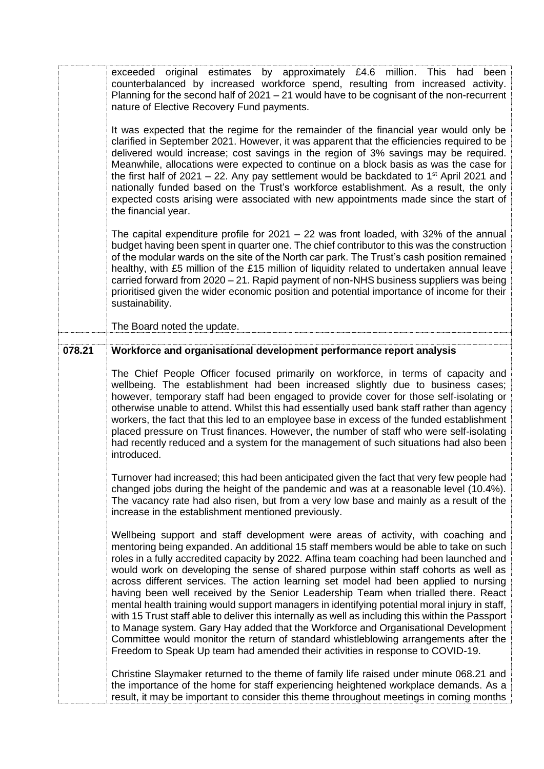| | |
|---|---|
| | exceeded original estimates by approximately £4.6 million. This had been counterbalanced by increased workforce spend, resulting from increased activity. Planning for the second half of 2021 – 21 would have to be cognisant of the non-recurrent nature of Elective Recovery Fund payments.<br><br>It was expected that the regime for the remainder of the financial year would only be clarified in September 2021. However, it was apparent that the efficiencies required to be delivered would increase; cost savings in the region of 3% savings may be required. Meanwhile, allocations were expected to continue on a block basis as was the case for the first half of 2021 – 22. Any pay settlement would be backdated to 1st April 2021 and nationally funded based on the Trust's workforce establishment. As a result, the only expected costs arising were associated with new appointments made since the start of the financial year.<br><br>The capital expenditure profile for 2021 – 22 was front loaded, with 32% of the annual budget having been spent in quarter one. The chief contributor to this was the construction of the modular wards on the site of the North car park. The Trust's cash position remained healthy, with £5 million of the £15 million of liquidity related to undertaken annual leave carried forward from 2020 – 21. Rapid payment of non-NHS business suppliers was being prioritised given the wider economic position and potential importance of income for their sustainability.<br><br>The Board noted the update. |
| **078.21** | **Workforce and organisational development performance report analysis**<br><br>The Chief People Officer focused primarily on workforce, in terms of capacity and wellbeing. The establishment had been increased slightly due to business cases; however, temporary staff had been engaged to provide cover for those self-isolating or otherwise unable to attend. Whilst this had essentially used bank staff rather than agency workers, the fact that this led to an employee base in excess of the funded establishment placed pressure on Trust finances. However, the number of staff who were self-isolating had recently reduced and a system for the management of such situations had also been introduced.<br><br>Turnover had increased; this had been anticipated given the fact that very few people had changed jobs during the height of the pandemic and was at a reasonable level (10.4%). The vacancy rate had also risen, but from a very low base and mainly as a result of the increase in the establishment mentioned previously.<br><br>Wellbeing support and staff development were areas of activity, with coaching and mentoring being expanded. An additional 15 staff members would be able to take on such roles in a fully accredited capacity by 2022. Affina team coaching had been launched and would work on developing the sense of shared purpose within staff cohorts as well as across different services. The action learning set model had been applied to nursing having been well received by the Senior Leadership Team when trialled there. React mental health training would support managers in identifying potential moral injury in staff, with 15 Trust staff able to deliver this internally as well as including this within the Passport to Manage system. Gary Hay added that the Workforce and Organisational Development Committee would monitor the return of standard whistleblowing arrangements after the Freedom to Speak Up team had amended their activities in response to COVID-19.<br><br>Christine Slaymaker returned to the theme of family life raised under minute 068.21 and the importance of the home for staff experiencing heightened workplace demands. As a result, it may be important to consider this theme throughout meetings in coming months |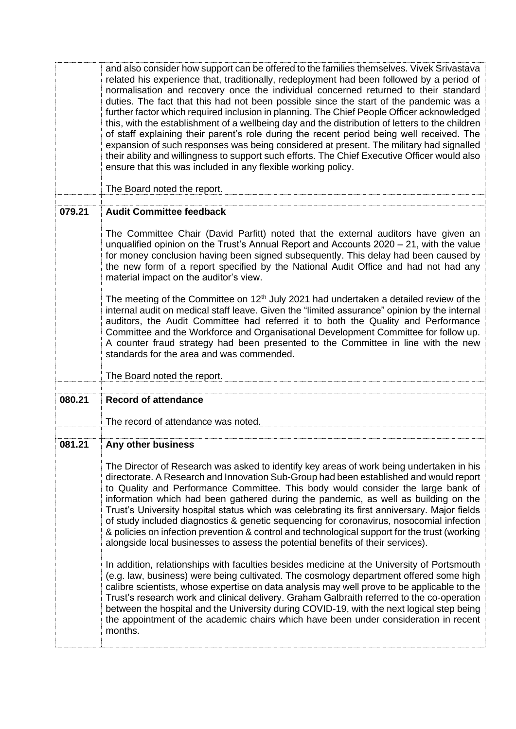| | |
|---|---|
| | and also consider how support can be offered to the families themselves. Vivek Srivastava related his experience that, traditionally, redeployment had been followed by a period of normalisation and recovery once the individual concerned returned to their standard duties. The fact that this had not been possible since the start of the pandemic was a further factor which required inclusion in planning. The Chief People Officer acknowledged this, with the establishment of a wellbeing day and the distribution of letters to the children of staff explaining their parent's role during the recent period being well received. The expansion of such responses was being considered at present. The military had signalled their ability and willingness to support such efforts. The Chief Executive Officer would also ensure that this was included in any flexible working policy.<br><br>The Board noted the report. |
| | |
| **079.21** | **Audit Committee feedback**<br><br>The Committee Chair (David Parfitt) noted that the external auditors have given an unqualified opinion on the Trust's Annual Report and Accounts 2020 – 21, with the value for money conclusion having been signed subsequently. This delay had been caused by the new form of a report specified by the National Audit Office and had not had any material impact on the auditor's view.<br><br>The meeting of the Committee on 12th July 2021 had undertaken a detailed review of the internal audit on medical staff leave. Given the "limited assurance" opinion by the internal auditors, the Audit Committee had referred it to both the Quality and Performance Committee and the Workforce and Organisational Development Committee for follow up. A counter fraud strategy had been presented to the Committee in line with the new standards for the area and was commended.<br><br>The Board noted the report. |
| | |
| **080.21** | **Record of attendance**<br><br>The record of attendance was noted. |
| | |
| **081.21** | **Any other business**<br><br>The Director of Research was asked to identify key areas of work being undertaken in his directorate. A Research and Innovation Sub-Group had been established and would report to Quality and Performance Committee. This body would consider the large bank of information which had been gathered during the pandemic, as well as building on the Trust's University hospital status which was celebrating its first anniversary. Major fields of study included diagnostics & genetic sequencing for coronavirus, nosocomial infection & policies on infection prevention & control and technological support for the trust (working alongside local businesses to assess the potential benefits of their services).<br><br>In addition, relationships with faculties besides medicine at the University of Portsmouth (e.g. law, business) were being cultivated. The cosmology department offered some high calibre scientists, whose expertise on data analysis may well prove to be applicable to the Trust's research work and clinical delivery. Graham Galbraith referred to the co-operation between the hospital and the University during COVID-19, with the next logical step being the appointment of the academic chairs which have been under consideration in recent months. |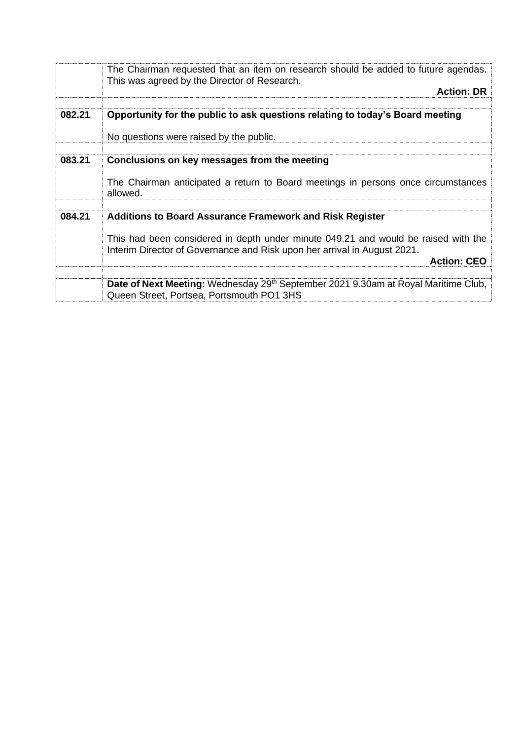| | |
|---|---|
| | The Chairman requested that an item on research should be added to future agendas. This was agreed by the Director of Research. **Action: DR** |
| | |
| **082.21** | **Opportunity for the public to ask questions relating to today's Board meeting**<br><br>No questions were raised by the public. |
| | |
| **083.21** | **Conclusions on key messages from the meeting**<br><br>The Chairman anticipated a return to Board meetings in persons once circumstances allowed. |
| | |
| **084.21** | **Additions to Board Assurance Framework and Risk Register**<br><br>This had been considered in depth under minute 049.21 and would be raised with the Interim Director of Governance and Risk upon her arrival in August 2021. **Action: CEO** |
| | |
| | **Date of Next Meeting:** Wednesday 29th September 2021 9.30am at Royal Maritime Club, Queen Street, Portsea, Portsmouth PO1 3HS |